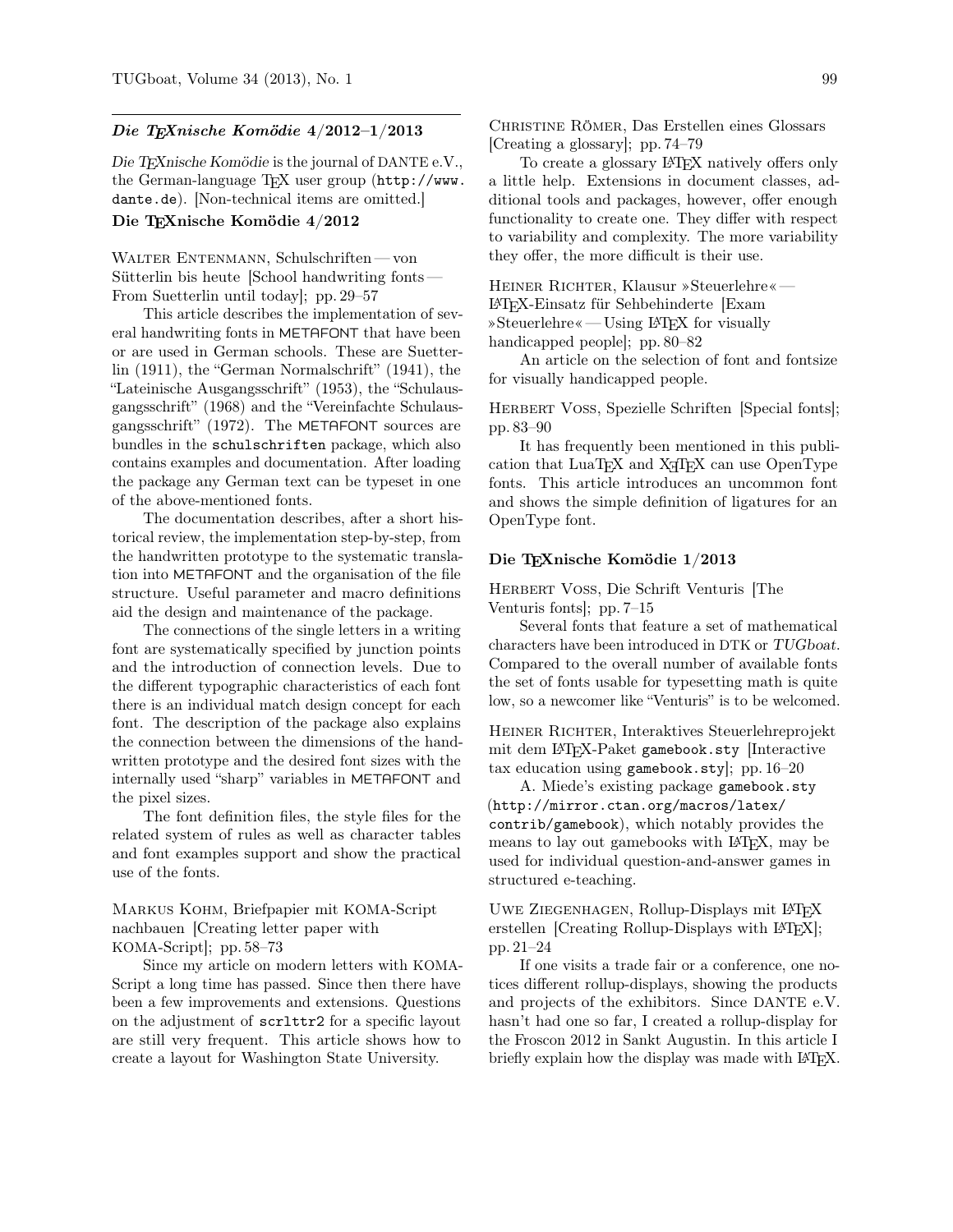## *Die TEXnische Komödie* 4/2012–1/2013

*Die TEXnische Komödie* is the journal of DANTE e.V., the German-language TEX user group (`http://www.dante.de`). [Non-technical items are omitted.]

### Die TEXnische Komödie 4/2012

WALTER ENTENMANN, Schulschriften — von Sütterlin bis heute [School handwriting fonts — From Suetterlin until today]; pp. 29–57

This article describes the implementation of several handwriting fonts in METAFONT that have been or are used in German schools. These are Suetterlin (1911), the "German Normalschrift" (1941), the "Lateinische Ausgangsschrift" (1953), the "Schulausgangsschrift" (1968) and the "Vereinfachte Schulausgangsschrift" (1972). The METAFONT sources are bundles in the `schulschriften` package, which also contains examples and documentation. After loading the package any German text can be typeset in one of the above-mentioned fonts.

The documentation describes, after a short historical review, the implementation step-by-step, from the handwritten prototype to the systematic translation into METAFONT and the organisation of the file structure. Useful parameter and macro definitions aid the design and maintenance of the package.

The connections of the single letters in a writing font are systematically specified by junction points and the introduction of connection levels. Due to the different typographic characteristics of each font there is an individual match design concept for each font. The description of the package also explains the connection between the dimensions of the handwritten prototype and the desired font sizes with the internally used "sharp" variables in METAFONT and the pixel sizes.

The font definition files, the style files for the related system of rules as well as character tables and font examples support and show the practical use of the fonts.

MARKUS KOHM, Briefpapier mit KOMA-Script nachbauen [Creating letter paper with KOMA-Script]; pp. 58–73

Since my article on modern letters with KOMA-Script a long time has passed. Since then there have been a few improvements and extensions. Questions on the adjustment of `scrlttr2` for a specific layout are still very frequent. This article shows how to create a layout for Washington State University.

CHRISTINE RÖMER, Das Erstellen eines Glossars [Creating a glossary]; pp. 74–79

To create a glossary LATEX natively offers only a little help. Extensions in document classes, additional tools and packages, however, offer enough functionality to create one. They differ with respect to variability and complexity. The more variability they offer, the more difficult is their use.

HEINER RICHTER, Klausur »Steuerlehre« — LATEX-Einsatz für Sehbehinderte [Exam »Steuerlehre« — Using LATEX for visually handicapped people]; pp. 80–82

An article on the selection of font and fontsize for visually handicapped people.

HERBERT VOSS, Spezielle Schriften [Special fonts]; pp. 83–90

It has frequently been mentioned in this publication that LuaTEX and XeTEX can use OpenType fonts. This article introduces an uncommon font and shows the simple definition of ligatures for an OpenType font.

### Die TEXnische Komödie 1/2013

HERBERT VOSS, Die Schrift Venturis [The Venturis fonts]; pp. 7–15

Several fonts that feature a set of mathematical characters have been introduced in DTK or *TUGboat*. Compared to the overall number of available fonts the set of fonts usable for typesetting math is quite low, so a newcomer like "Venturis" is to be welcomed.

HEINER RICHTER, Interaktives Steuerlehreprojekt mit dem LATEX-Paket `gamebook.sty` [Interactive tax education using `gamebook.sty`]; pp. 16–20

A. Miede's existing package `gamebook.sty` (`http://mirror.ctan.org/macros/latex/contrib/gamebook`), which notably provides the means to lay out gamebooks with LATEX, may be used for individual question-and-answer games in structured e-teaching.

UWE ZIEGENHAGEN, Rollup-Displays mit LATEX erstellen [Creating Rollup-Displays with LATEX]; pp. 21–24

If one visits a trade fair or a conference, one notices different rollup-displays, showing the products and projects of the exhibitors. Since DANTE e.V. hasn't had one so far, I created a rollup-display for the Froscon 2012 in Sankt Augustin. In this article I briefly explain how the display was made with LATEX.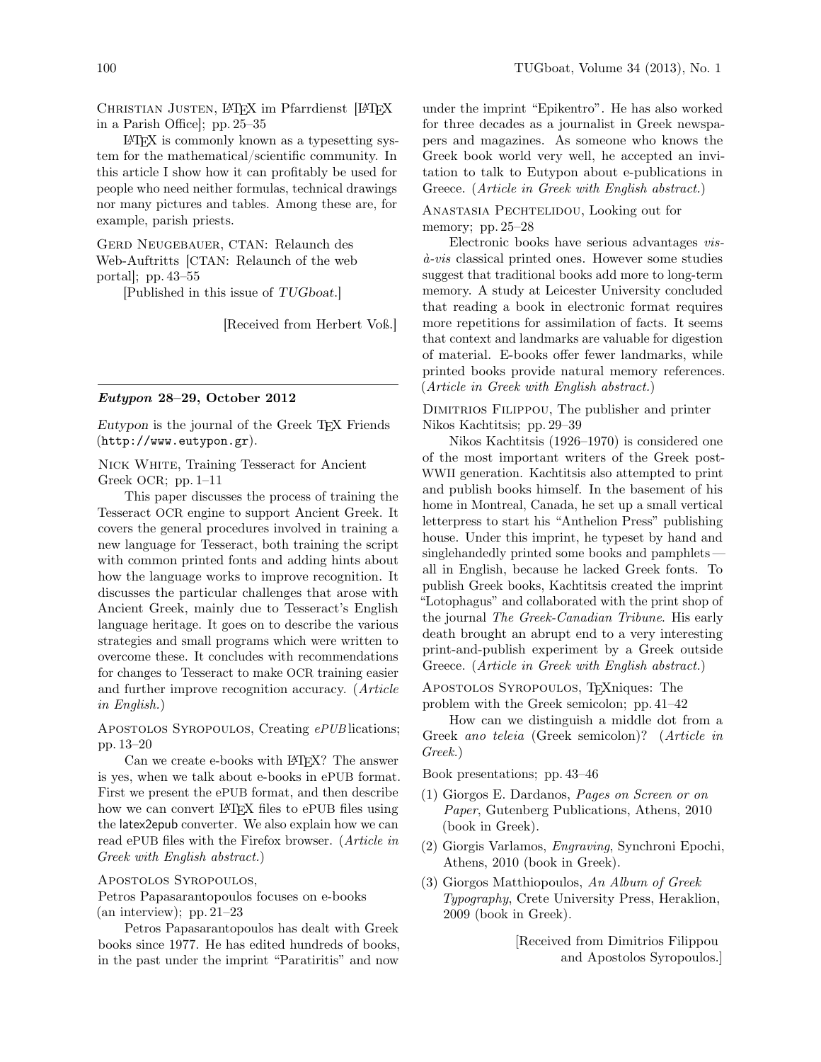Christian Justen, LaTeX im Pfarrdienst [LaTeX in a Parish Office]; pp. 25–35

LaTeX is commonly known as a typesetting system for the mathematical/scientific community. In this article I show how it can profitably be used for people who need neither formulas, technical drawings nor many pictures and tables. Among these are, for example, parish priests.

Gerd Neugebauer, CTAN: Relaunch des Web-Auftritts [CTAN: Relaunch of the web portal]; pp. 43–55

[Published in this issue of *TUGboat*.]

[Received from Herbert Voß.]

---

### *Eutypon* 28–29, October 2012

*Eutypon* is the journal of the Greek TeX Friends (`http://www.eutypon.gr`).

Nick White, Training Tesseract for Ancient Greek OCR; pp. 1–11

This paper discusses the process of training the Tesseract OCR engine to support Ancient Greek. It covers the general procedures involved in training a new language for Tesseract, both training the script with common printed fonts and adding hints about how the language works to improve recognition. It discusses the particular challenges that arose with Ancient Greek, mainly due to Tesseract's English language heritage. It goes on to describe the various strategies and small programs which were written to overcome these. It concludes with recommendations for changes to Tesseract to make OCR training easier and further improve recognition accuracy. (*Article in English.*)

Apostolos Syropoulos, Creating *ePUB*lications; pp. 13–20

Can we create e-books with LaTeX? The answer is yes, when we talk about e-books in ePUB format. First we present the ePUB format, and then describe how we can convert LaTeX files to ePUB files using the latex2epub converter. We also explain how we can read ePUB files with the Firefox browser. (*Article in Greek with English abstract.*)

Apostolos Syropoulos,
Petros Papasarantopoulos focuses on e-books (an interview); pp. 21–23

Petros Papasarantopoulos has dealt with Greek books since 1977. He has edited hundreds of books, in the past under the imprint "Paratiritis" and now under the imprint "Epikentro". He has also worked for three decades as a journalist in Greek newspapers and magazines. As someone who knows the Greek book world very well, he accepted an invitation to talk to Eutypon about e-publications in Greece. (*Article in Greek with English abstract.*)

Anastasia Pechtelidou, Looking out for memory; pp. 25–28

Electronic books have serious advantages *vis-à-vis* classical printed ones. However some studies suggest that traditional books add more to long-term memory. A study at Leicester University concluded that reading a book in electronic format requires more repetitions for assimilation of facts. It seems that context and landmarks are valuable for digestion of material. E-books offer fewer landmarks, while printed books provide natural memory references. (*Article in Greek with English abstract.*)

Dimitrios Filippou, The publisher and printer Nikos Kachtitsis; pp. 29–39

Nikos Kachtitsis (1926–1970) is considered one of the most important writers of the Greek post-WWII generation. Kachtitsis also attempted to print and publish books himself. In the basement of his home in Montreal, Canada, he set up a small vertical letterpress to start his "Anthelion Press" publishing house. Under this imprint, he typeset by hand and singlehandedly printed some books and pamphlets — all in English, because he lacked Greek fonts. To publish Greek books, Kachtitsis created the imprint "Lotophagus" and collaborated with the print shop of the journal *The Greek-Canadian Tribune*. His early death brought an abrupt end to a very interesting print-and-publish experiment by a Greek outside Greece. (*Article in Greek with English abstract.*)

Apostolos Syropoulos, TeXniques: The problem with the Greek semicolon; pp. 41–42

How can we distinguish a middle dot from a Greek *ano teleia* (Greek semicolon)? (*Article in Greek.*)

Book presentations; pp. 43–46

(1) Giorgos E. Dardanos, *Pages on Screen or on Paper*, Gutenberg Publications, Athens, 2010 (book in Greek).

(2) Giorgis Varlamos, *Engraving*, Synchroni Epochi, Athens, 2010 (book in Greek).

(3) Giorgos Matthiopoulos, *An Album of Greek Typography*, Crete University Press, Heraklion, 2009 (book in Greek).

[Received from Dimitrios Filippou and Apostolos Syropoulos.]